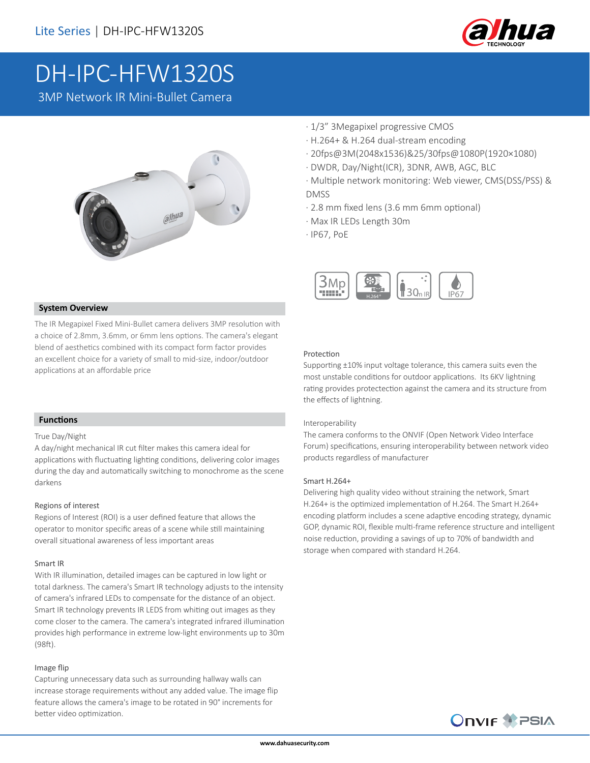Lite Series | DH-IPC-HFW1320S

# DH-IPC-HFW1320S

3MP Network IR Mini-Bullet Camera

- 1/3" 3Megapixel progressive CMOS
- H.264+ & H.264 dual-stream encoding
- 20fps@3M(2048x1536)&25/30fps@1080P(1920×1080)
- DWDR, Day/Night(ICR), 3DNR, AWB, AGC, BLC
- Multiple network monitoring: Web viewer, CMS(DSS/PSS) & DMSS
- 2.8 mm fixed lens (3.6 mm 6mm optional)
- Max IR LEDs Length 30m
- IP67, PoE

3Mp H.264+ 30m IR IP67

## System Overview

The IR Megapixel Fixed Mini-Bullet camera delivers 3MP resolution with a choice of 2.8mm, 3.6mm, or 6mm lens options. The camera's elegant blend of aesthetics combined with its compact form factor provides an excellent choice for a variety of small to mid-size, indoor/outdoor applications at an affordable price

## Functions

### True Day/Night

A day/night mechanical IR cut filter makes this camera ideal for applications with fluctuating lighting conditions, delivering color images during the day and automatically switching to monochrome as the scene darkens

### Regions of interest

Regions of Interest (ROI) is a user defined feature that allows the operator to monitor specific areas of a scene while still maintaining overall situational awareness of less important areas

### Smart IR

With IR illumination, detailed images can be captured in low light or total darkness. The camera's Smart IR technology adjusts to the intensity of camera's infrared LEDs to compensate for the distance of an object. Smart IR technology prevents IR LEDS from whiting out images as they come closer to the camera. The camera's integrated infrared illumination provides high performance in extreme low-light environments up to 30m (98ft).

### Image flip

Capturing unnecessary data such as surrounding hallway walls can increase storage requirements without any added value. The image flip feature allows the camera's image to be rotated in 90° increments for better video optimization.

### Protection

Supporting ±10% input voltage tolerance, this camera suits even the most unstable conditions for outdoor applications. Its 6KV lightning rating provides protectection against the camera and its structure from the effects of lightning.

### Interoperability

The camera conforms to the ONVIF (Open Network Video Interface Forum) specifications, ensuring interoperability between network video products regardless of manufacturer

### Smart H.264+

Delivering high quality video without straining the network, Smart H.264+ is the optimized implementation of H.264. The Smart H.264+ encoding platform includes a scene adaptive encoding strategy, dynamic GOP, dynamic ROI, flexible multi-frame reference structure and intelligent noise reduction, providing a savings of up to 70% of bandwidth and storage when compared with standard H.264.

ONVIF PSIA

www.dahuasecurity.com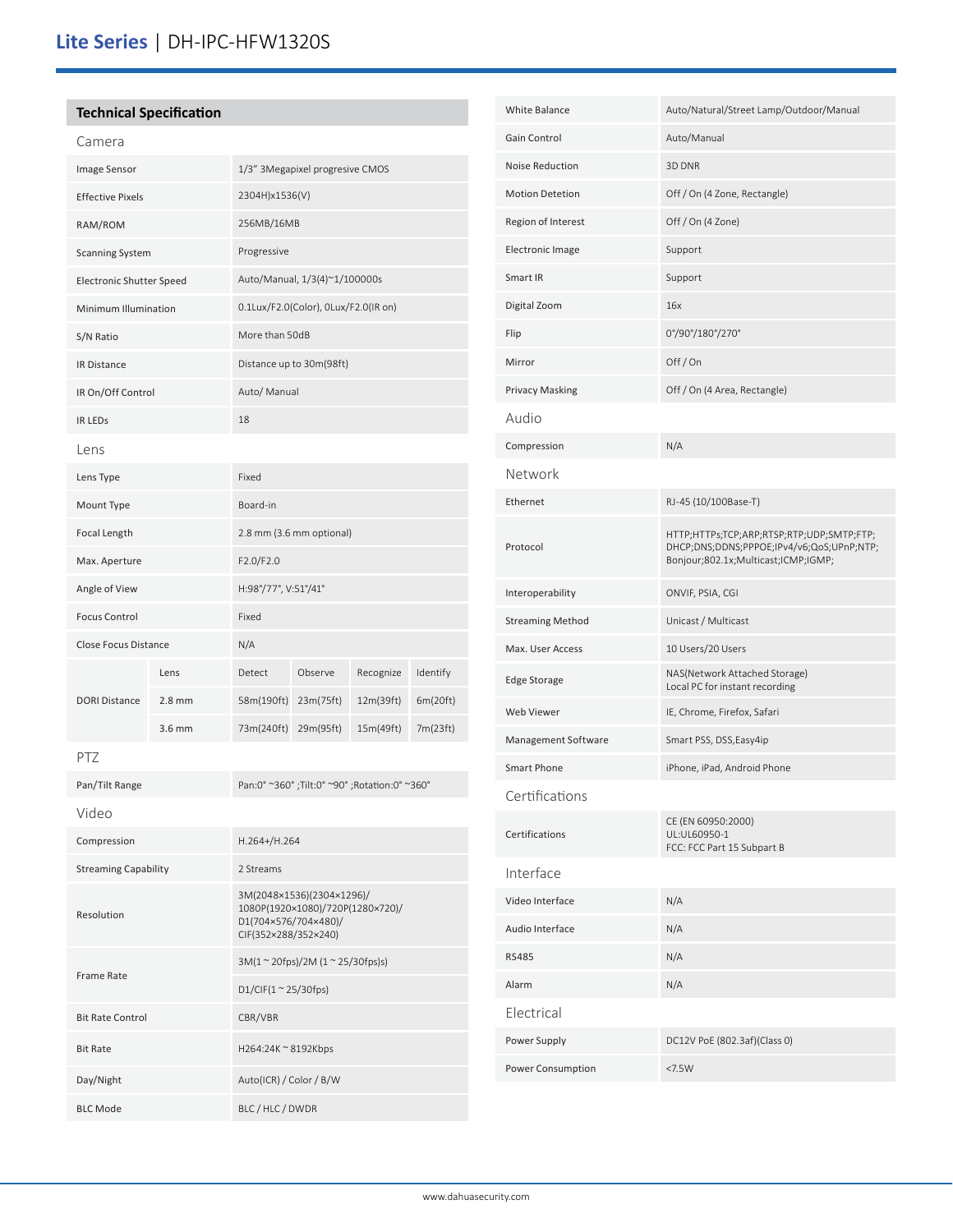# Lite Series | DH-IPC-HFW1320S

## Technical Specification

### Camera

| | |
|---|---|
| Image Sensor | 1/3" 3Megapixel progresive CMOS |
| Effective Pixels | 2304H)x1536(V) |
| RAM/ROM | 256MB/16MB |
| Scanning System | Progressive |
| Electronic Shutter Speed | Auto/Manual, 1/3(4)~1/100000s |
| Minimum Illumination | 0.1Lux/F2.0(Color), 0Lux/F2.0(IR on) |
| S/N Ratio | More than 50dB |
| IR Distance | Distance up to 30m(98ft) |
| IR On/Off Control | Auto/ Manual |
| IR LEDs | 18 |

### Lens

| | | | | | |
|---|---|---|---|---|---|
| Lens Type | | Fixed | | | |
| Mount Type | | Board-in | | | |
| Focal Length | | 2.8 mm (3.6 mm optional) | | | |
| Max. Aperture | | F2.0/F2.0 | | | |
| Angle of View | | H:98°/77°, V:51°/41° | | | |
| Focus Control | | Fixed | | | |
| Close Focus Distance | | N/A | | | |
| DORI Distance | Lens | Detect | Observe | Recognize | Identify |
| | 2.8 mm | 58m(190ft) | 23m(75ft) | 12m(39ft) | 6m(20ft) |
| | 3.6 mm | 73m(240ft) | 29m(95ft) | 15m(49ft) | 7m(23ft) |

### PTZ

| | |
|---|---|
| Pan/Tilt Range | Pan:0° ~360° ;Tilt:0° ~90° ;Rotation:0° ~360° |

### Video

| | |
|---|---|
| Compression | H.264+/H.264 |
| Streaming Capability | 2 Streams |
| Resolution | 3M(2048×1536)(2304×1296)/ 1080P(1920×1080)/720P(1280×720)/ D1(704×576/704×480)/ CIF(352×288/352×240) |
| Frame Rate | 3M(1 ~ 20fps)/2M (1 ~ 25/30fps)s) |
| | D1/CIF(1 ~ 25/30fps) |
| Bit Rate Control | CBR/VBR |
| Bit Rate | H264:24K ~ 8192Kbps |
| Day/Night | Auto(ICR) / Color / B/W |
| BLC Mode | BLC / HLC / DWDR |
| White Balance | Auto/Natural/Street Lamp/Outdoor/Manual |
| Gain Control | Auto/Manual |
| Noise Reduction | 3D DNR |
| Motion Detetion | Off / On (4 Zone, Rectangle) |
| Region of Interest | Off / On (4 Zone) |
| Electronic Image | Support |
| Smart IR | Support |
| Digital Zoom | 16x |
| Flip | 0°/90°/180°/270° |
| Mirror | Off / On |
| Privacy Masking | Off / On (4 Area, Rectangle) |

### Audio

| | |
|---|---|
| Compression | N/A |

### Network

| | |
|---|---|
| Ethernet | RJ-45 (10/100Base-T) |
| Protocol | HTTP;HTTPs;TCP;ARP;RTSP;RTP;UDP;SMTP;FTP; DHCP;DNS;DDNS;PPPOE;IPv4/v6;QoS;UPnP;NTP; Bonjour;802.1x;Multicast;ICMP;IGMP; |
| Interoperability | ONVIF, PSIA, CGI |
| Streaming Method | Unicast / Multicast |
| Max. User Access | 10 Users/20 Users |
| Edge Storage | NAS(Network Attached Storage) Local PC for instant recording |
| Web Viewer | IE, Chrome, Firefox, Safari |
| Management Software | Smart PSS, DSS,Easy4ip |
| Smart Phone | iPhone, iPad, Android Phone |

### Certifications

| | |
|---|---|
| Certifications | CE (EN 60950:2000) UL:UL60950-1 FCC: FCC Part 15 Subpart B |

### Interface

| | |
|---|---|
| Video Interface | N/A |
| Audio Interface | N/A |
| RS485 | N/A |
| Alarm | N/A |

### Electrical

| | |
|---|---|
| Power Supply | DC12V PoE (802.3af)(Class 0) |
| Power Consumption | <7.5W |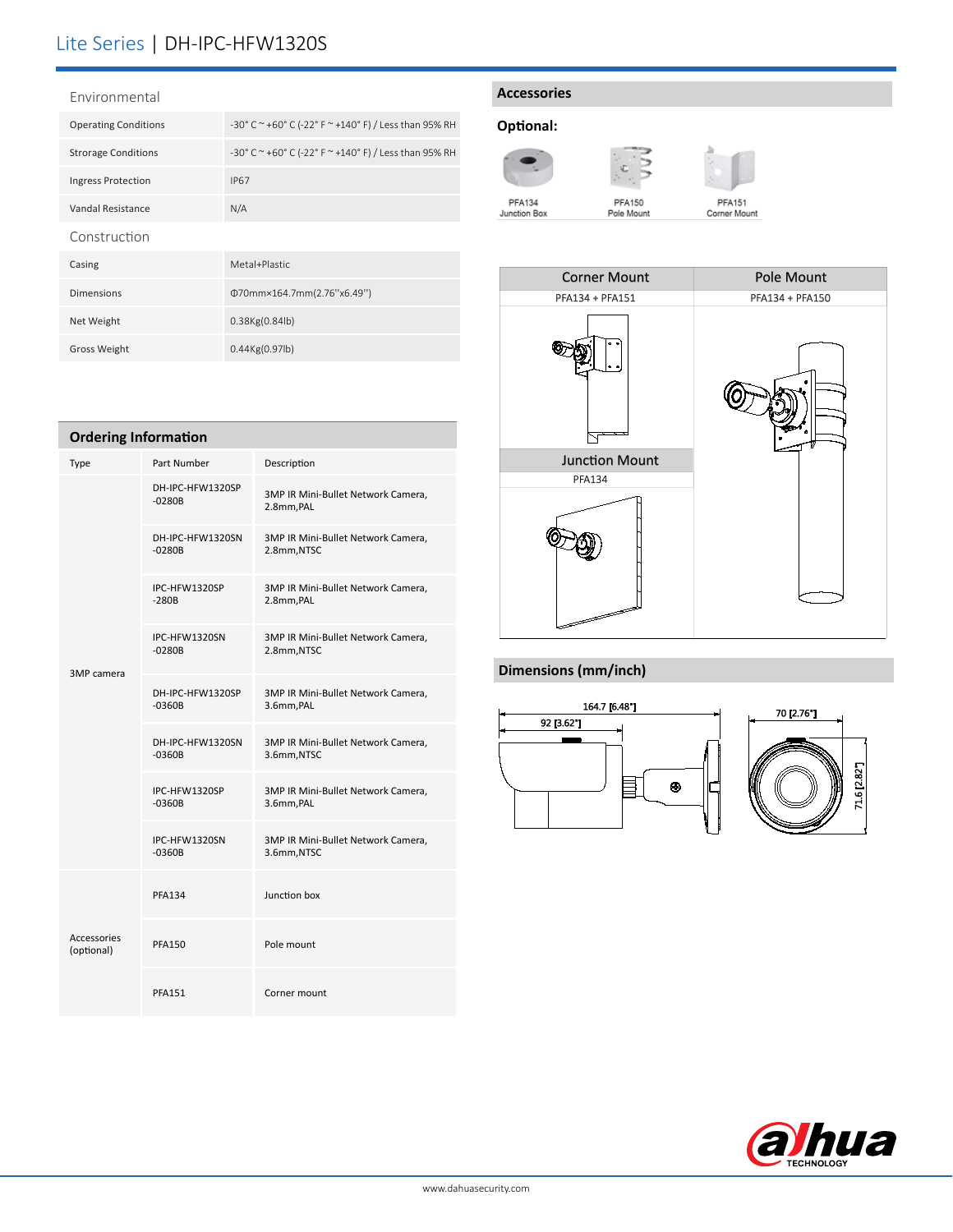# Lite Series | DH-IPC-HFW1320S

## Environmental

| | |
|---|---|
| Operating Conditions | -30° C ~ +60° C (-22° F ~ +140° F) / Less than 95% RH |
| Strorage Conditions | -30° C ~ +60° C (-22° F ~ +140° F) / Less than 95% RH |
| Ingress Protection | IP67 |
| Vandal Resistance | N/A |

## Construction

| | |
|---|---|
| Casing | Metal+Plastic |
| Dimensions | Φ70mm×164.7mm(2.76''x6.49'') |
| Net Weight | 0.38Kg(0.84lb) |
| Gross Weight | 0.44Kg(0.97lb) |

## Ordering Information

| Type | Part Number | Description |
|---|---|---|
| 3MP camera | DH-IPC-HFW1320SP-0280B | 3MP IR Mini-Bullet Network Camera, 2.8mm,PAL |
| | DH-IPC-HFW1320SN-0280B | 3MP IR Mini-Bullet Network Camera, 2.8mm,NTSC |
| | IPC-HFW1320SP-280B | 3MP IR Mini-Bullet Network Camera, 2.8mm,PAL |
| | IPC-HFW1320SN-0280B | 3MP IR Mini-Bullet Network Camera, 2.8mm,NTSC |
| | DH-IPC-HFW1320SP-0360B | 3MP IR Mini-Bullet Network Camera, 3.6mm,PAL |
| | DH-IPC-HFW1320SN-0360B | 3MP IR Mini-Bullet Network Camera, 3.6mm,NTSC |
| | IPC-HFW1320SP-0360B | 3MP IR Mini-Bullet Network Camera, 3.6mm,PAL |
| | IPC-HFW1320SN-0360B | 3MP IR Mini-Bullet Network Camera, 3.6mm,NTSC |
| Accessories (optional) | PFA134 | Junction box |
| | PFA150 | Pole mount |
| | PFA151 | Corner mount |

## Accessories

**Optional:**

PFA134 Junction Box

PFA150 Pole Mount

PFA151 Corner Mount

| Corner Mount | Pole Mount |
|---|---|
| PFA134 + PFA151 | PFA134 + PFA150 |

Junction Mount

PFA134

## Dimensions (mm/inch)

164.7 [6.48"]

92 [3.62"]

70 [2.76"]

71.6 [2.82"]

www.dahuasecurity.com